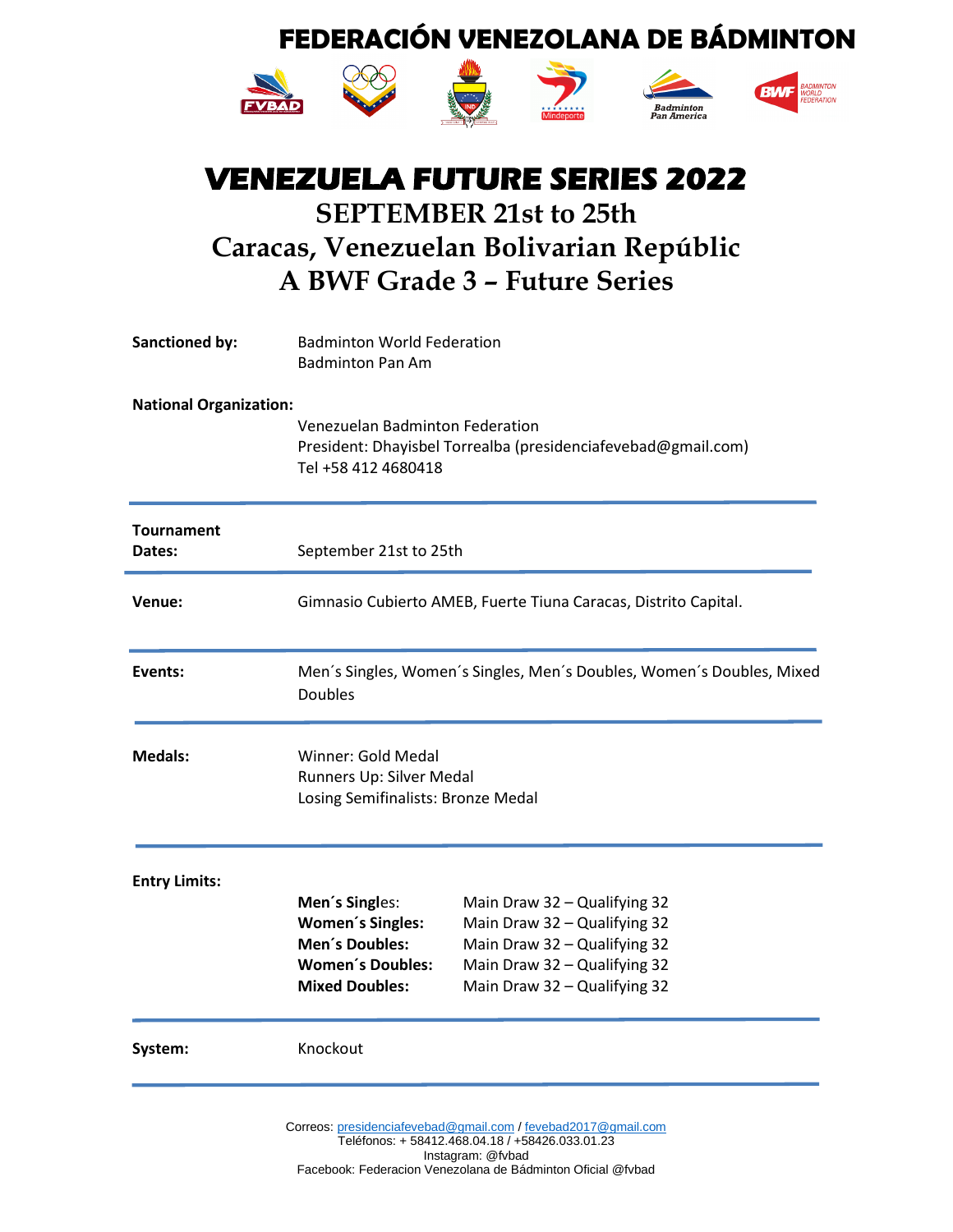# FEDERACIÓN VENEZOLANA DE BÁDMINTON

# VENEZUELA FUTURE SERIES 2022

## SEPTEMBER 21st to 25th

## Caracas, Venezuelan Bolivarian Repúblic

## A BWF Grade 3 – Future Series

**Sanctioned by:** Badminton World Federation
Badminton Pan Am

**National Organization:**
Venezuelan Badminton Federation
President: Dhayisbel Torrealba (presidenciafevebad@gmail.com)
Tel +58 412 4680418

---

**Tournament Dates:** September 21st to 25th

---

**Venue:** Gimnasio Cubierto AMEB, Fuerte Tiuna Caracas, Distrito Capital.

---

**Events:** Men´s Singles, Women´s Singles, Men´s Doubles, Women´s Doubles, Mixed Doubles

---

**Medals:**
Winner: Gold Medal
Runners Up: Silver Medal
Losing Semifinalists: Bronze Medal

---

**Entry Limits:**

| | |
|---|---|
| **Men´s Singles:** | Main Draw 32 – Qualifying 32 |
| **Women´s Singles:** | Main Draw 32 – Qualifying 32 |
| **Men´s Doubles:** | Main Draw 32 – Qualifying 32 |
| **Women´s Doubles:** | Main Draw 32 – Qualifying 32 |
| **Mixed Doubles:** | Main Draw 32 – Qualifying 32 |

---

**System:** Knockout

---

Correos: presidenciafevebad@gmail.com / fevebad2017@gmail.com
Teléfonos: + 58412.468.04.18 / +58426.033.01.23
Instagram: @fvbad
Facebook: Federacion Venezolana de Bádminton Oficial @fvbad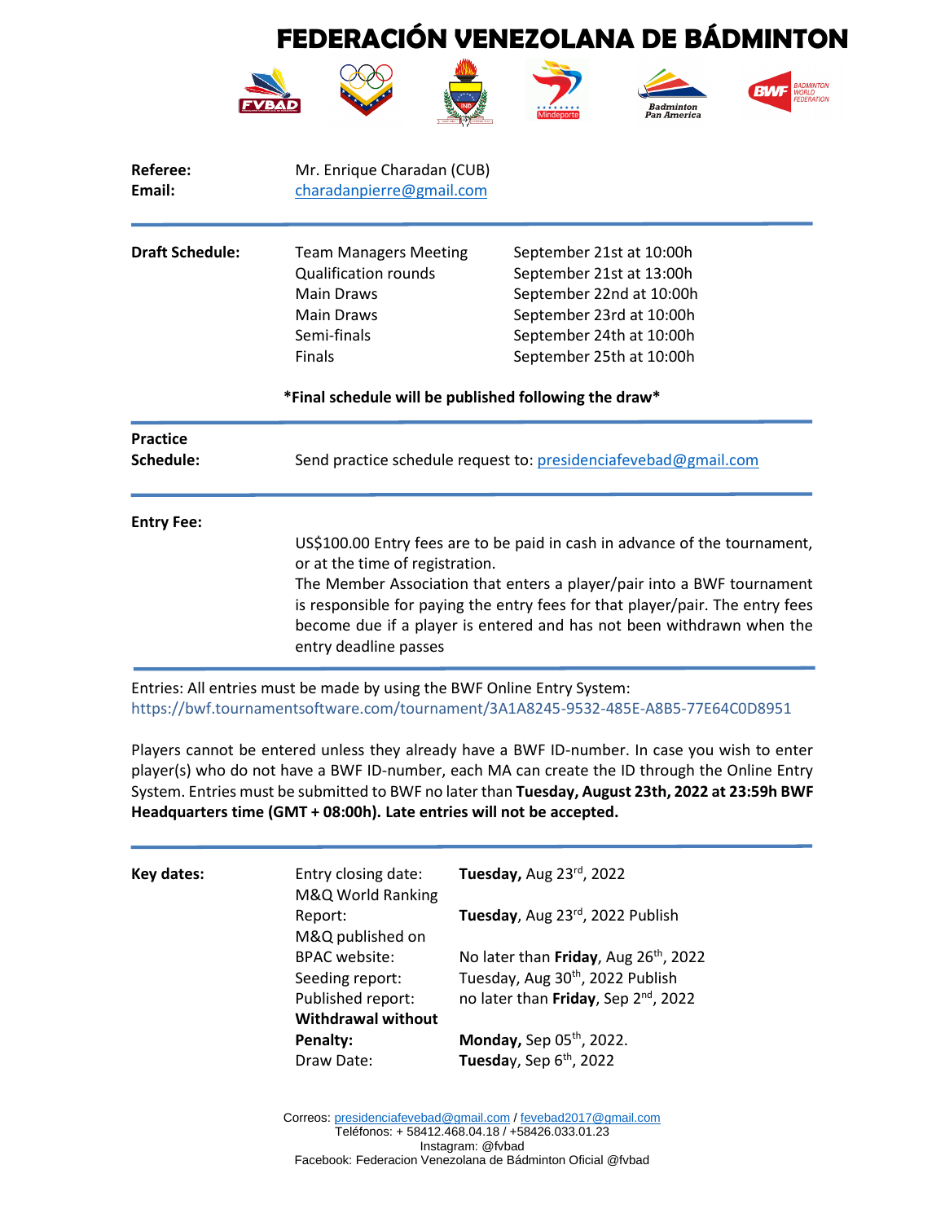# FEDERACIÓN VENEZOLANA DE BÁDMINTON

| | |
|---|---|
| **Referee:** | Mr. Enrique Charadan (CUB) |
| **Email:** | charadanpierre@gmail.com |

| | | |
|---|---|---|
| **Draft Schedule:** | Team Managers Meeting | September 21st at 10:00h |
| | Qualification rounds | September 21st at 13:00h |
| | Main Draws | September 22nd at 10:00h |
| | Main Draws | September 23rd at 10:00h |
| | Semi-finals | September 24th at 10:00h |
| | Finals | September 25th at 10:00h |

**\*Final schedule will be published following the draw\***

**Practice Schedule:** Send practice schedule request to: presidenciafevebad@gmail.com

**Entry Fee:**

US$100.00 Entry fees are to be paid in cash in advance of the tournament, or at the time of registration.
The Member Association that enters a player/pair into a BWF tournament is responsible for paying the entry fees for that player/pair. The entry fees become due if a player is entered and has not been withdrawn when the entry deadline passes

Entries: All entries must be made by using the BWF Online Entry System:
https://bwf.tournamentsoftware.com/tournament/3A1A8245-9532-485E-A8B5-77E64C0D8951

Players cannot be entered unless they already have a BWF ID-number. In case you wish to enter player(s) who do not have a BWF ID-number, each MA can create the ID through the Online Entry System. Entries must be submitted to BWF no later than **Tuesday, August 23th, 2022 at 23:59h BWF Headquarters time (GMT + 08:00h). Late entries will not be accepted.**

| | | |
|---|---|---|
| **Key dates:** | Entry closing date: | **Tuesday,** Aug 23rd, 2022 |
| | M&Q World Ranking Report: | **Tuesday**, Aug 23rd, 2022 Publish |
| | M&Q published on BPAC website: | No later than **Friday**, Aug 26th, 2022 |
| | Seeding report: | Tuesday, Aug 30th, 2022 Publish |
| | Published report: | no later than **Friday**, Sep 2nd, 2022 |
| | **Withdrawal without Penalty:** | **Monday,** Sep 05th, 2022. |
| | Draw Date: | **Tuesday**, Sep 6th, 2022 |

Correos: presidenciafevebad@gmail.com / fevebad2017@gmail.com
Teléfonos: + 58412.468.04.18 / +58426.033.01.23
Instagram: @fvbad
Facebook: Federacion Venezolana de Bádminton Oficial @fvbad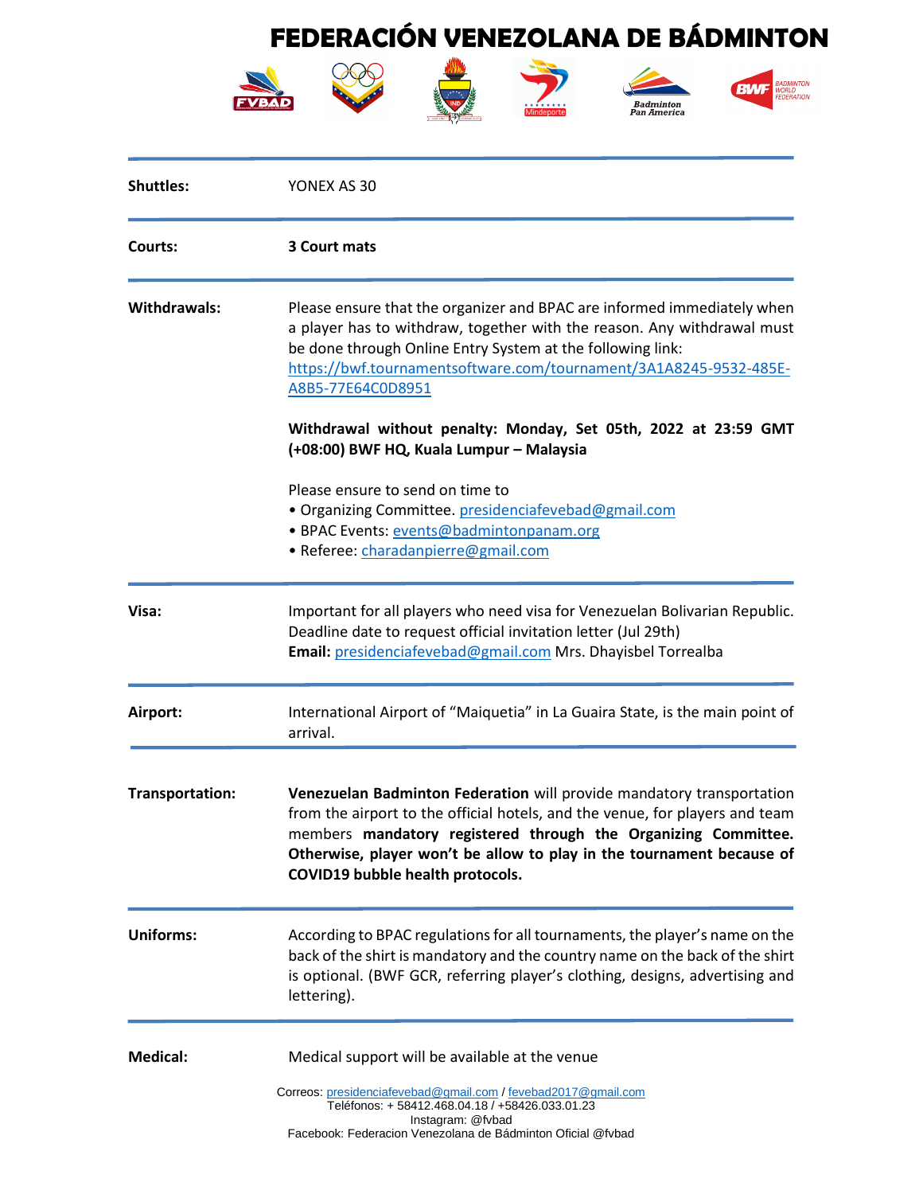# FEDERACIÓN VENEZOLANA DE BÁDMINTON

| | |
|---|---|
| **Shuttles:** | YONEX AS 30 |
| **Courts:** | **3 Court mats** |
| **Withdrawals:** | Please ensure that the organizer and BPAC are informed immediately when a player has to withdraw, together with the reason. Any withdrawal must be done through Online Entry System at the following link: https://bwf.tournamentsoftware.com/tournament/3A1A8245-9532-485E-A8B5-77E64C0D8951<br><br>**Withdrawal without penalty: Monday, Set 05th, 2022 at 23:59 GMT (+08:00) BWF HQ, Kuala Lumpur – Malaysia**<br><br>Please ensure to send on time to<br>• Organizing Committee. presidenciafevebad@gmail.com<br>• BPAC Events: events@badmintonpanam.org<br>• Referee: charadanpierre@gmail.com |
| **Visa:** | Important for all players who need visa for Venezuelan Bolivarian Republic. Deadline date to request official invitation letter (Jul 29th)<br>**Email:** presidenciafevebad@gmail.com Mrs. Dhayisbel Torrealba |
| **Airport:** | International Airport of "Maiquetia" in La Guaira State, is the main point of arrival. |
| **Transportation:** | **Venezuelan Badminton Federation** will provide mandatory transportation from the airport to the official hotels, and the venue, for players and team members **mandatory registered through the Organizing Committee. Otherwise, player won't be allow to play in the tournament because of COVID19 bubble health protocols.** |
| **Uniforms:** | According to BPAC regulations for all tournaments, the player's name on the back of the shirt is mandatory and the country name on the back of the shirt is optional. (BWF GCR, referring player's clothing, designs, advertising and lettering). |
| **Medical:** | Medical support will be available at the venue |

Correos: presidenciafevebad@gmail.com / fevebad2017@gmail.com
Teléfonos: + 58412.468.04.18 / +58426.033.01.23
Instagram: @fvbad
Facebook: Federacion Venezolana de Bádminton Oficial @fvbad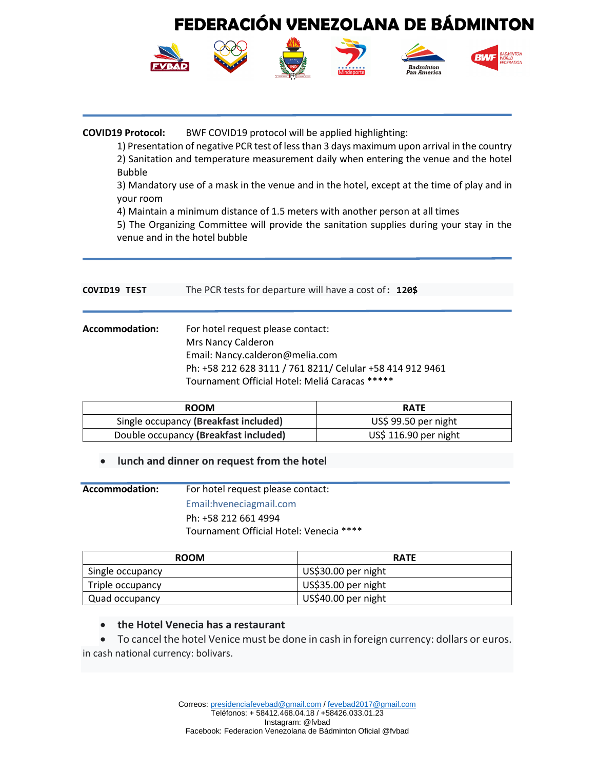# FEDERACIÓN VENEZOLANA DE BÁDMINTON

**COVID19 Protocol:** BWF COVID19 protocol will be applied highlighting:

1) Presentation of negative PCR test of less than 3 days maximum upon arrival in the country
2) Sanitation and temperature measurement daily when entering the venue and the hotel Bubble
3) Mandatory use of a mask in the venue and in the hotel, except at the time of play and in your room
4) Maintain a minimum distance of 1.5 meters with another person at all times
5) The Organizing Committee will provide the sanitation supplies during your stay in the venue and in the hotel bubble

**COVID19 TEST** The PCR tests for departure will have a cost of: **120$**

**Accommodation:** For hotel request please contact:
Mrs Nancy Calderon
Email: Nancy.calderon@melia.com
Ph: +58 212 628 3111 / 761 8211/ Celular +58 414 912 9461
Tournament Official Hotel: Meliá Caracas *****

| ROOM | RATE |
|---|---|
| Single occupancy **(Breakfast included)** | US$ 99.50 per night |
| Double occupancy **(Breakfast included)** | US$ 116.90 per night |

- **lunch and dinner on request from the hotel**

**Accommodation:** For hotel request please contact:
Email:hveneciagmail.com
Ph: +58 212 661 4994
Tournament Official Hotel: Venecia ****

| ROOM | RATE |
|---|---|
| Single occupancy | US$30.00 per night |
| Triple occupancy | US$35.00 per night |
| Quad occupancy | US$40.00 per night |

- **the Hotel Venecia has a restaurant**
- To cancel the hotel Venice must be done in cash in foreign currency: dollars or euros. in cash national currency: bolivars.

Correos: presidenciafevebad@gmail.com / fevebad2017@gmail.com
Teléfonos: + 58412.468.04.18 / +58426.033.01.23
Instagram: @fvbad
Facebook: Federacion Venezolana de Bádminton Oficial @fvbad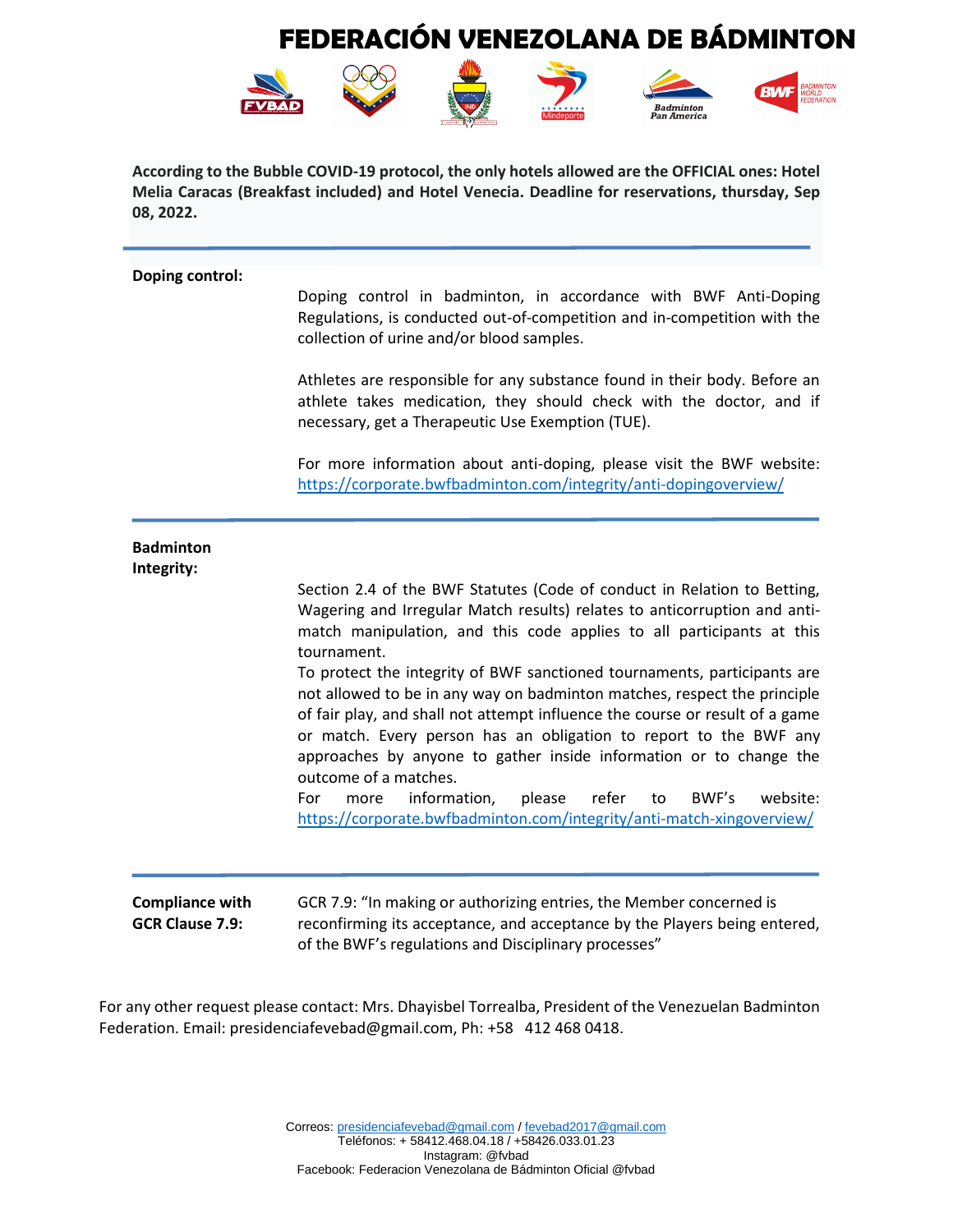**According to the Bubble COVID-19 protocol, the only hotels allowed are the OFFICIAL ones: Hotel Melia Caracas (Breakfast included) and Hotel Venecia. Deadline for reservations, thursday, Sep 08, 2022.**

---

**Doping control:**

Doping control in badminton, in accordance with BWF Anti-Doping Regulations, is conducted out-of-competition and in-competition with the collection of urine and/or blood samples.

Athletes are responsible for any substance found in their body. Before an athlete takes medication, they should check with the doctor, and if necessary, get a Therapeutic Use Exemption (TUE).

For more information about anti-doping, please visit the BWF website: https://corporate.bwfbadminton.com/integrity/anti-dopingoverview/

---

**Badminton Integrity:**

Section 2.4 of the BWF Statutes (Code of conduct in Relation to Betting, Wagering and Irregular Match results) relates to anticorruption and anti-match manipulation, and this code applies to all participants at this tournament.

To protect the integrity of BWF sanctioned tournaments, participants are not allowed to be in any way on badminton matches, respect the principle of fair play, and shall not attempt influence the course or result of a game or match. Every person has an obligation to report to the BWF any approaches by anyone to gather inside information or to change the outcome of a matches.

For more information, please refer to BWF's website: https://corporate.bwfbadminton.com/integrity/anti-match-xingoverview/

---

**Compliance with GCR Clause 7.9:**

GCR 7.9: "In making or authorizing entries, the Member concerned is reconfirming its acceptance, and acceptance by the Players being entered, of the BWF's regulations and Disciplinary processes"

For any other request please contact: Mrs. Dhayisbel Torrealba, President of the Venezuelan Badminton Federation. Email: presidenciafevebad@gmail.com, Ph: +58 412 468 0418.